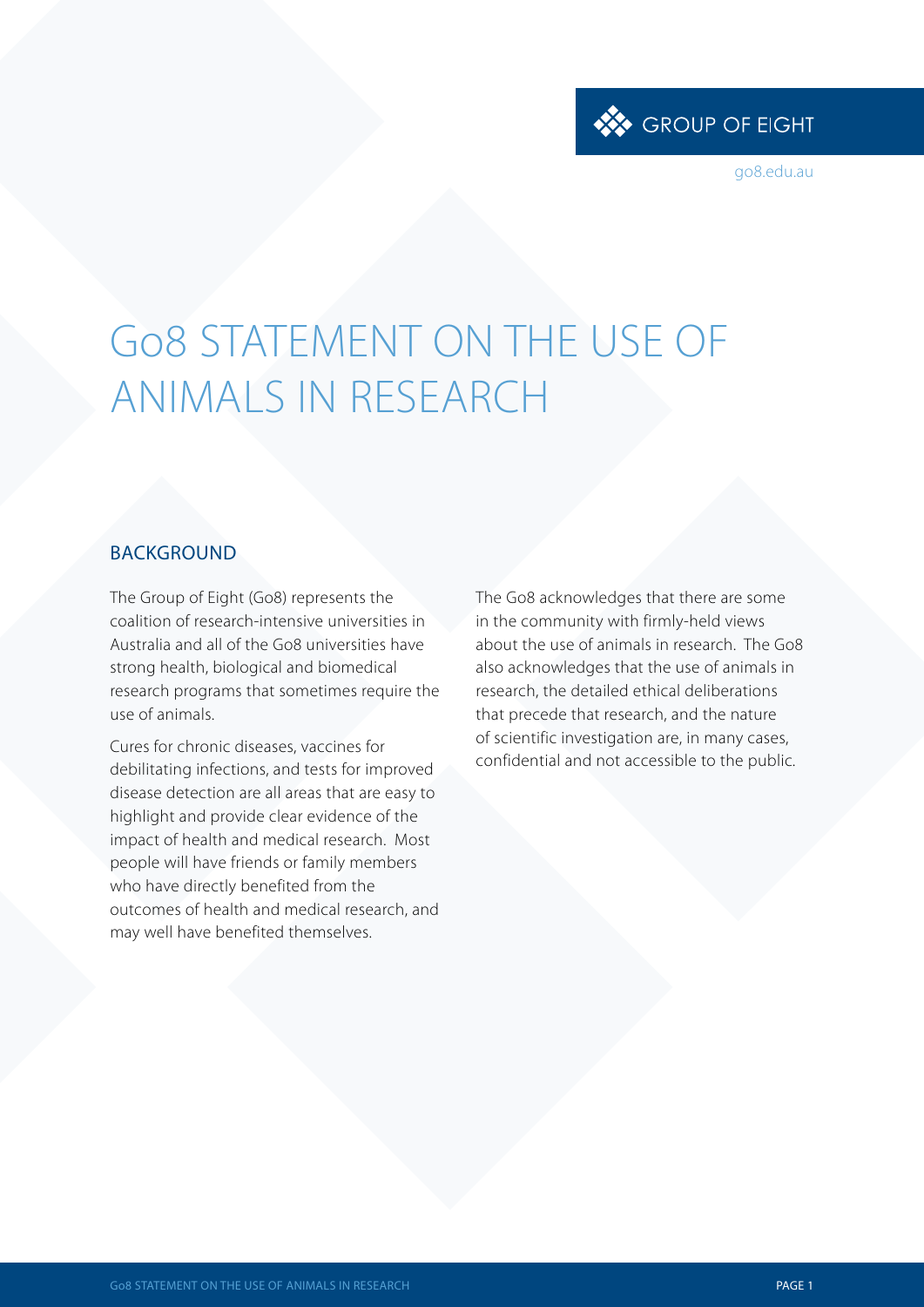GROUP OF EIGHT

go8.edu.au

# Go8 STATEMENT ON THE USE OF ANIMALS IN RESEARCH

## BACKGROUND

The Group of Eight (Go8) represents the coalition of research-intensive universities in Australia and all of the Go8 universities have strong health, biological and biomedical research programs that sometimes require the use of animals.

Cures for chronic diseases, vaccines for debilitating infections, and tests for improved disease detection are all areas that are easy to highlight and provide clear evidence of the impact of health and medical research. Most people will have friends or family members who have directly benefited from the outcomes of health and medical research, and may well have benefited themselves.

The Go8 acknowledges that there are some in the community with firmly-held views about the use of animals in research. The Go8 also acknowledges that the use of animals in research, the detailed ethical deliberations that precede that research, and the nature of scientific investigation are, in many cases, confidential and not accessible to the public.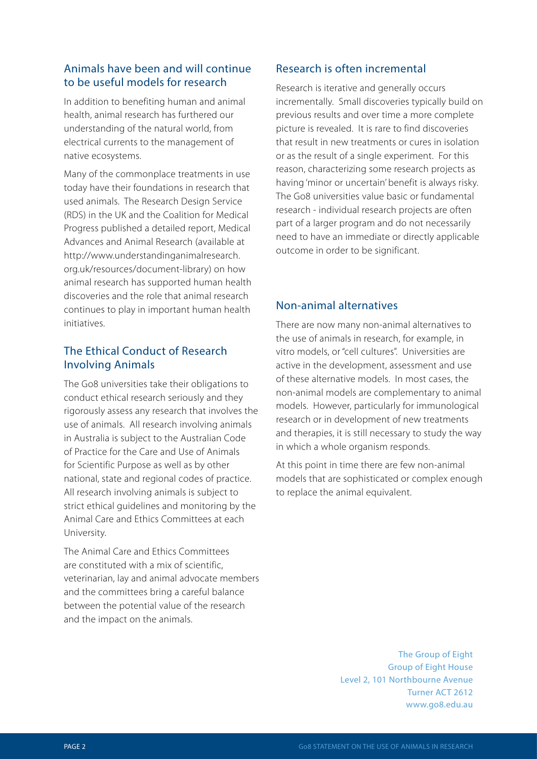## Animals have been and will continue to be useful models for research

In addition to benefiting human and animal health, animal research has furthered our understanding of the natural world, from electrical currents to the management of native ecosystems.

Many of the commonplace treatments in use today have their foundations in research that used animals. The Research Design Service (RDS) in the UK and the Coalition for Medical Progress published a detailed report, Medical Advances and Animal Research (available at http://www.understandinganimalresearch.org.uk/resources/document-library) on how animal research has supported human health discoveries and the role that animal research continues to play in important human health initiatives.

## The Ethical Conduct of Research Involving Animals

The Go8 universities take their obligations to conduct ethical research seriously and they rigorously assess any research that involves the use of animals. All research involving animals in Australia is subject to the Australian Code of Practice for the Care and Use of Animals for Scientific Purpose as well as by other national, state and regional codes of practice. All research involving animals is subject to strict ethical guidelines and monitoring by the Animal Care and Ethics Committees at each University.

The Animal Care and Ethics Committees are constituted with a mix of scientific, veterinarian, lay and animal advocate members and the committees bring a careful balance between the potential value of the research and the impact on the animals.

## Research is often incremental

Research is iterative and generally occurs incrementally. Small discoveries typically build on previous results and over time a more complete picture is revealed. It is rare to find discoveries that result in new treatments or cures in isolation or as the result of a single experiment. For this reason, characterizing some research projects as having 'minor or uncertain' benefit is always risky. The Go8 universities value basic or fundamental research - individual research projects are often part of a larger program and do not necessarily need to have an immediate or directly applicable outcome in order to be significant.

## Non-animal alternatives

There are now many non-animal alternatives to the use of animals in research, for example, in vitro models, or "cell cultures". Universities are active in the development, assessment and use of these alternative models. In most cases, the non-animal models are complementary to animal models. However, particularly for immunological research or in development of new treatments and therapies, it is still necessary to study the way in which a whole organism responds.

At this point in time there are few non-animal models that are sophisticated or complex enough to replace the animal equivalent.

The Group of Eight
Group of Eight House
Level 2, 101 Northbourne Avenue
Turner ACT 2612
www.go8.edu.au